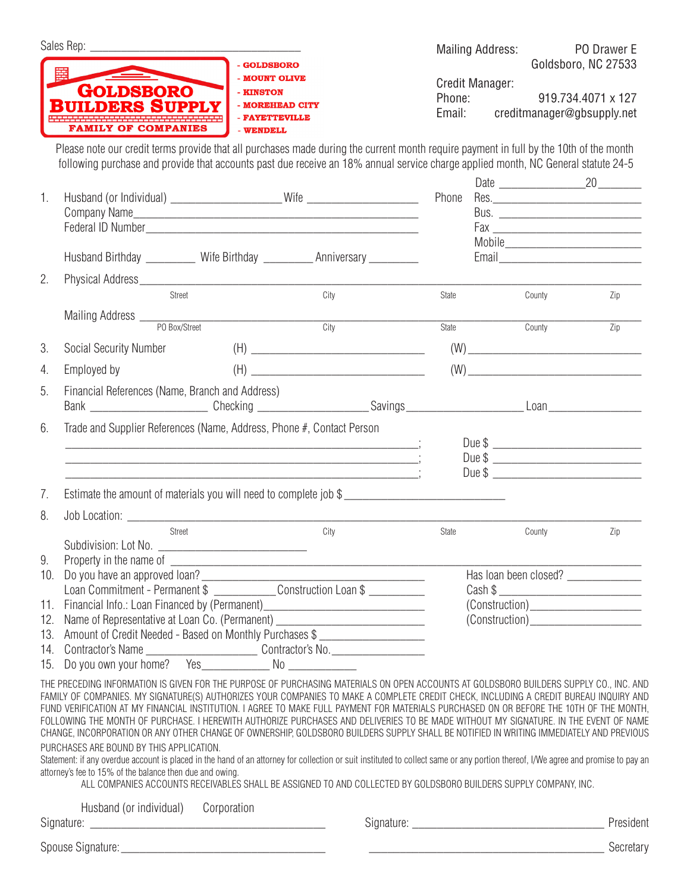Sales Rep: ___________________________________

**GOLDSBORO BUILDERS SUPPLY**
**FAMILY OF COMPANIES**

- GOLDSBORO
- MOUNT OLIVE
- KINSTON
- MOREHEAD CITY
- FAYETTEVILLE
- WENDELL

Mailing Address: PO Drawer E
Goldsboro, NC 27533

Credit Manager:
Phone: 919.734.4071 x 127
Email: creditmanager@gbsupply.net

Please note our credit terms provide that all purchases made during the current month require payment in full by the 10th of the month following purchase and provide that accounts past due receive an 18% annual service charge applied month, NC General statute 24-5

Date ______________ 20 _______

1. Husband (or Individual) __________________ Wife __________________
   Company Name ______________________________________________
   Federal ID Number ____________________________________________
   Husband Birthday ________ Wife Birthday ________ Anniversary ________

   Phone Res. ________________________
   Bus. ________________________
   Fax ________________________
   Mobile ________________________
   Email ________________________

2. Physical Address ________________________________________________________________
   Street / City / State / County / Zip

   Mailing Address ________________________________________________________________
   PO Box/Street / City / State / County / Zip

3. Social Security Number (H) ____________________________ (W) ____________________________

4. Employed by (H) ____________________________ (W) ____________________________

5. Financial References (Name, Branch and Address)
   Bank ___________________ Checking __________________ Savings __________________ Loan ________________

6. Trade and Supplier References (Name, Address, Phone #, Contact Person
   ____________________________________________________________; Due $ ________________________
   ____________________________________________________________; Due $ ________________________
   ____________________________________________________________; Due $ ________________________

7. Estimate the amount of materials you will need to complete job $ __________________________

8. Job Location: ________________________________________________________________
   Street / City / State / County / Zip
   Subdivision: Lot No. ________________________

9. Property in the name of ________________________________________________________________

10. Do you have an approved loan? __________________________________ Has loan been closed? ____________
    Loan Commitment - Permanent $ __________ Construction Loan $ _________ Cash $ ____________________

11. Financial Info.: Loan Financed by (Permanent) ____________________________ (Construction) __________________

12. Name of Representative at Loan Co. (Permanent) ____________________________ (Construction) __________________

13. Amount of Credit Needed - Based on Monthly Purchases $ ________________

14. Contractor's Name __________________ Contractor's No. ________________

15. Do you own your home? Yes ___________ No ___________

THE PRECEDING INFORMATION IS GIVEN FOR THE PURPOSE OF PURCHASING MATERIALS ON OPEN ACCOUNTS AT GOLDSBORO BUILDERS SUPPLY CO., INC. AND FAMILY OF COMPANIES. MY SIGNATURE(S) AUTHORIZES YOUR COMPANIES TO MAKE A COMPLETE CREDIT CHECK, INCLUDING A CREDIT BUREAU INQUIRY AND FUND VERIFICATION AT MY FINANCIAL INSTITUTION. I AGREE TO MAKE FULL PAYMENT FOR MATERIALS PURCHASED ON OR BEFORE THE 10TH OF THE MONTH, FOLLOWING THE MONTH OF PURCHASE. I HEREWITH AUTHORIZE PURCHASES AND DELIVERIES TO BE MADE WITHOUT MY SIGNATURE. IN THE EVENT OF NAME CHANGE, INCORPORATION OR ANY OTHER CHANGE OF OWNERSHIP, GOLDSBORO BUILDERS SUPPLY SHALL BE NOTIFIED IN WRITING IMMEDIATELY AND PREVIOUS PURCHASES ARE BOUND BY THIS APPLICATION.

Statement: if any overdue account is placed in the hand of an attorney for collection or suit instituted to collect same or any portion thereof, I/We agree and promise to pay an attorney's fee to 15% of the balance then due and owing.

ALL COMPANIES ACCOUNTS RECEIVABLES SHALL BE ASSIGNED TO AND COLLECTED BY GOLDSBORO BUILDERS SUPPLY COMPANY, INC.

Husband (or individual) Corporation

Signature: ____________________________________ Signature: ______________________________ President

Spouse Signature: ______________________________ ______________________________ Secretary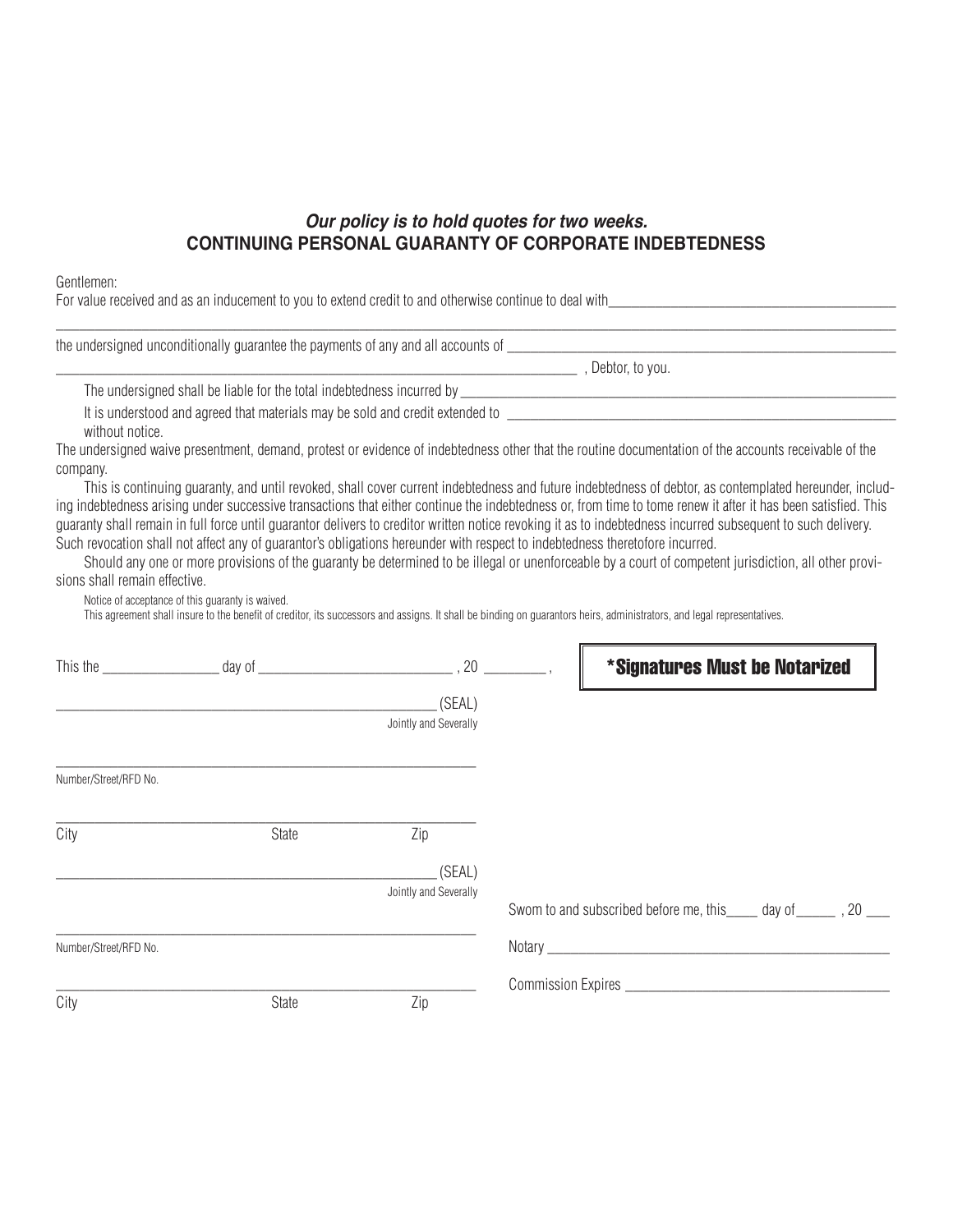***Our policy is to hold quotes for two weeks.***

**CONTINUING PERSONAL GUARANTY OF CORPORATE INDEBTEDNESS**

Gentlemen:

For value received and as an inducement to you to extend credit to and otherwise continue to deal with_______________________________________

_______________________________________________________________________________________________

the undersigned unconditionally guarantee the payments of any and all accounts of _______________________________________

_______________________________________________________________ , Debtor, to you.

The undersigned shall be liable for the total indebtedness incurred by _______________________________________

It is understood and agreed that materials may be sold and credit extended to _______________________________________ without notice.

The undersigned waive presentment, demand, protest or evidence of indebtedness other that the routine documentation of the accounts receivable of the company.

This is continuing guaranty, and until revoked, shall cover current indebtedness and future indebtedness of debtor, as contemplated hereunder, including indebtedness arising under successive transactions that either continue the indebtedness or, from time to tome renew it after it has been satisfied. This guaranty shall remain in full force until guarantor delivers to creditor written notice revoking it as to indebtedness incurred subsequent to such delivery. Such revocation shall not affect any of guarantor's obligations hereunder with respect to indebtedness theretofore incurred.

Should any one or more provisions of the guaranty be determined to be illegal or unenforceable by a court of competent jurisdiction, all other provisions shall remain effective.

Notice of acceptance of this guaranty is waived.

This agreement shall insure to the benefit of creditor, its successors and assigns. It shall be binding on guarantors heirs, administrators, and legal representatives.

This the _______________ day of _________________________ , 20 ________ ,

**\*Signatures Must be Notarized**

_______________________________________________ (SEAL)
Jointly and Severally

_______________________________________________
Number/Street/RFD No.

_______________________________________________
City State Zip

_______________________________________________ (SEAL)
Jointly and Severally

_______________________________________________
Number/Street/RFD No.

_______________________________________________
City State Zip

Swom to and subscribed before me, this____ day of_____ , 20 ___

Notary _______________________________________________

Commission Expires _______________________________________